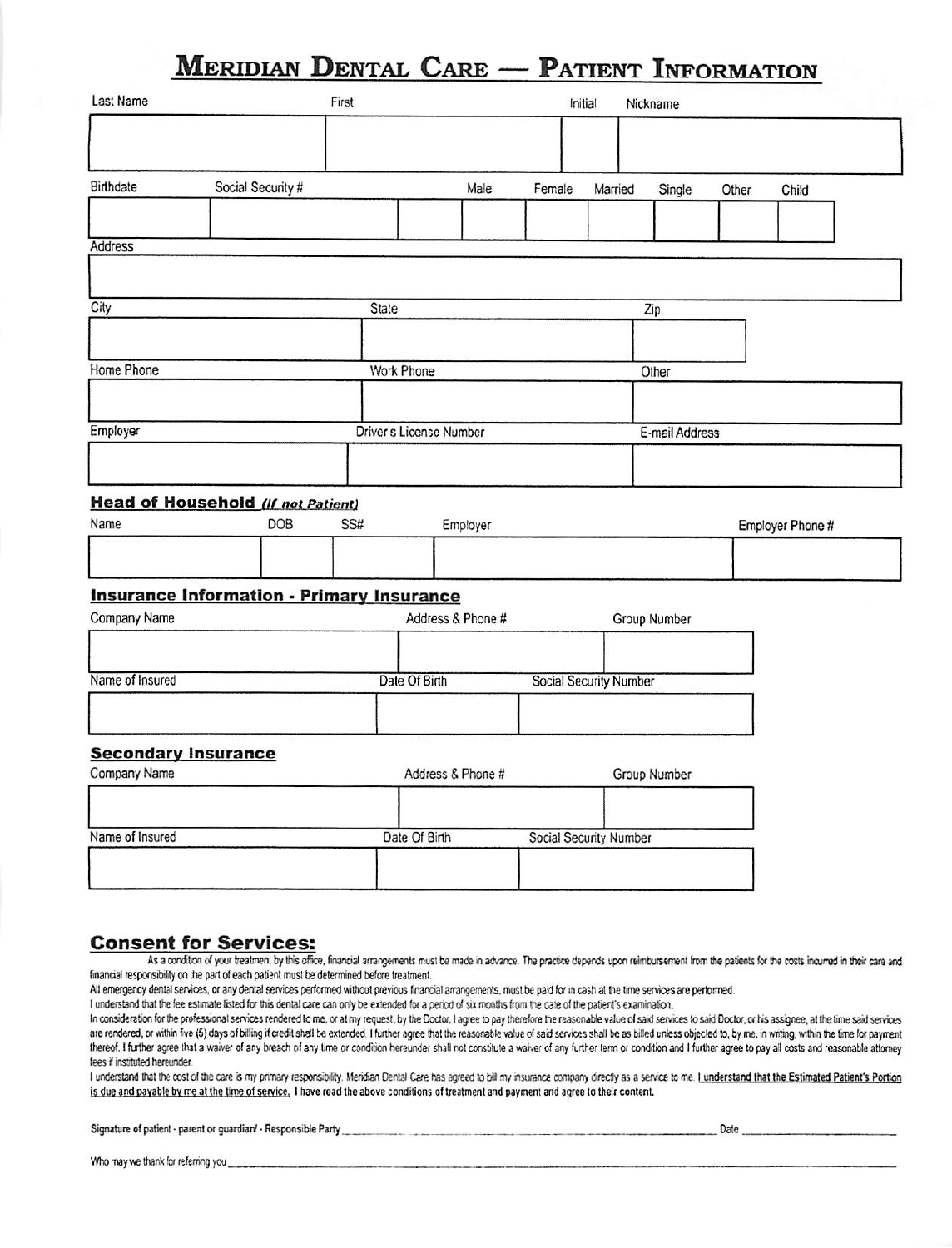# Meridian Dental Care — Patient Information

| Last Name | First | Initial | Nickname |
|---|---|---|---|
| | | | |

| Birthdate | Social Security # | | Male | Female | Married | Single | Other | Child |
|---|---|---|---|---|---|---|---|---|
| | | | | | | | | |

| Address |
|---|
| |

| City | State | Zip |
|---|---|---|
| | | |

| Home Phone | Work Phone | Other |
|---|---|---|
| | | |

| Employer | Driver's License Number | E-mail Address |
|---|---|---|
| | | |

## Head of Household *(If not Patient)*

| Name | DOB | SS# | Employer | Employer Phone # |
|---|---|---|---|---|
| | | | | |

## Insurance Information - Primary Insurance

| Company Name | Address & Phone # | Group Number |
|---|---|---|
| | | |

| Name of Insured | Date Of Birth | Social Security Number |
|---|---|---|
| | | |

## Secondary Insurance

| Company Name | Address & Phone # | Group Number |
|---|---|---|
| | | |

| Name of Insured | Date Of Birth | Social Security Number |
|---|---|---|
| | | |

## Consent for Services:

As a condition of your treatment by this office, financial arrangements must be made in advance. The practice depends upon reimbursement from the patients for the costs incurred in their care and financial responsibility on the part of each patient must be determined before treatment.

All emergency dental services, or any dental services performed without previous financial arrangements, must be paid for in cash at the time services are performed.

I understand that the fee estimate listed for this dental care can only be extended for a period of six months from the date of the patient's examination.

In consideration for the professional services rendered to me, or at my request, by the Doctor, I agree to pay therefore the reasonable value of said services to said Doctor, or his assignee, at the time said services are rendered, or within five (5) days of billing if credit shall be extended. I further agree that the reasonable value of said services shall be as billed unless objected to, by me, in writing, within the time for payment thereof. I further agree that a waiver of any breach of any time or condition hereunder shall not constitute a waiver of any further term or condition and I further agree to pay all costs and reasonable attorney fees if instituted hereunder.

I understand that the cost of the care is my primary responsibility. Meridian Dental Care has agreed to bill my insurance company directly as a service to me. **I understand that the Estimated Patient's Portion is due and payable by me at the time of service.** I have read the above conditions of treatment and payment and agree to their content.

Signature of patient - parent or guardian/ - Responsible Party ______________________________ Date ______________

Who may we thank for referring you ______________________________________________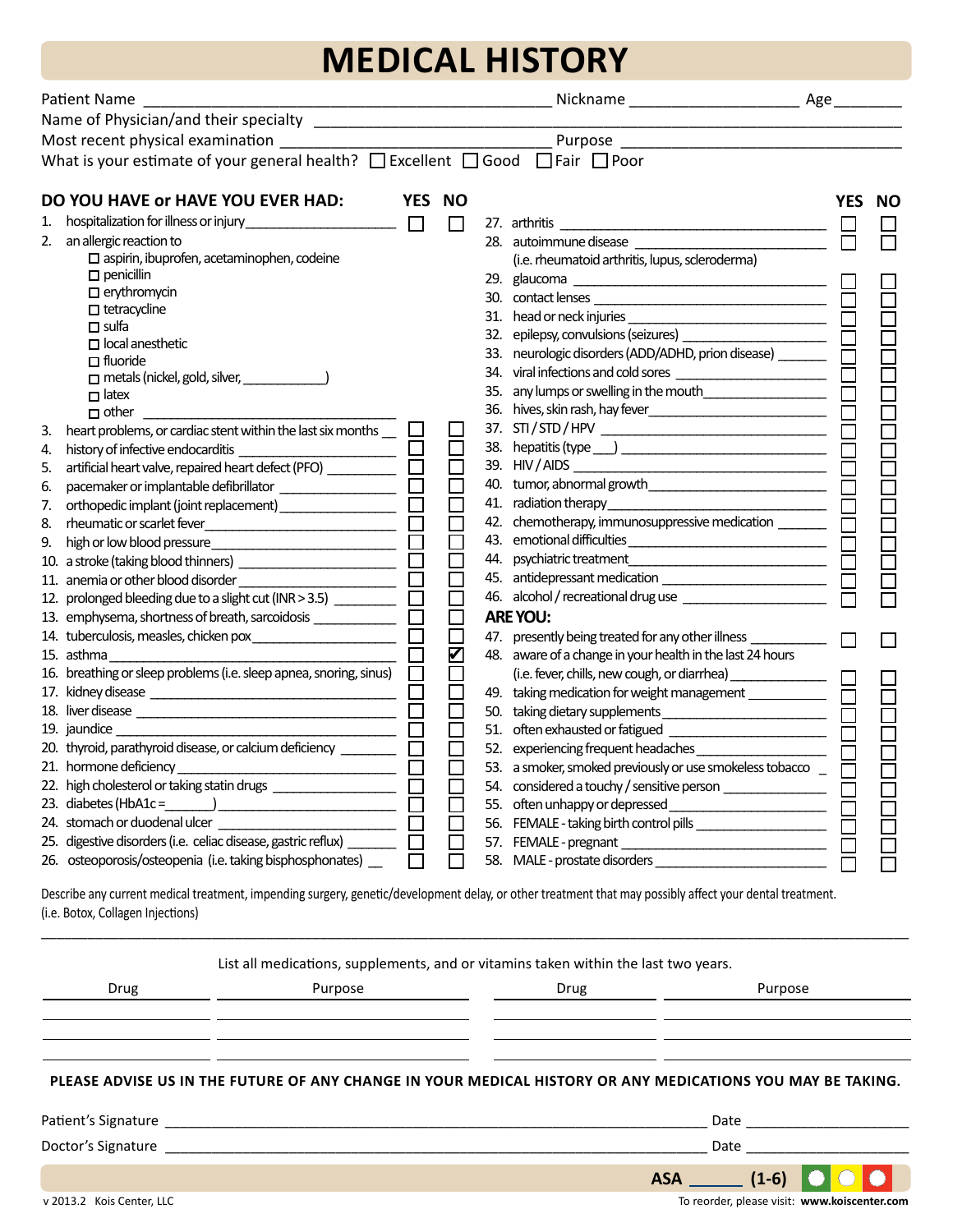# MEDICAL HISTORY

Patient Name ______________________________ Nickname ________________ Age ______

Name of Physician/and their specialty ______________________________________________

Most recent physical examination ______________________ Purpose ______________________

What is your estimate of your general health? ☐ Excellent ☐ Good ☐ Fair ☐ Poor

| DO YOU HAVE or HAVE YOU EVER HAD: | YES | NO |
|---|---|---|
| 1. hospitalization for illness or injury ______ | ☐ | ☐ |
| 2. an allergic reaction to<br>☐ aspirin, ibuprofen, acetaminophen, codeine<br>☐ penicillin<br>☐ erythromycin<br>☐ tetracycline<br>☐ sulfa<br>☐ local anesthetic<br>☐ fluoride<br>☐ metals (nickel, gold, silver, ________)<br>☐ latex<br>☐ other ______ | | |
| 3. heart problems, or cardiac stent within the last six months __ | ☐ | ☐ |
| 4. history of infective endocarditis ______ | ☐ | ☐ |
| 5. artificial heart valve, repaired heart defect (PFO) ______ | ☐ | ☐ |
| 6. pacemaker or implantable defibrillator ______ | ☐ | ☐ |
| 7. orthopedic implant (joint replacement) ______ | ☐ | ☐ |
| 8. rheumatic or scarlet fever ______ | ☐ | ☐ |
| 9. high or low blood pressure ______ | ☐ | ☐ |
| 10. a stroke (taking blood thinners) ______ | ☐ | ☐ |
| 11. anemia or other blood disorder ______ | ☐ | ☐ |
| 12. prolonged bleeding due to a slight cut (INR > 3.5) ______ | ☐ | ☐ |
| 13. emphysema, shortness of breath, sarcoidosis ______ | ☐ | ☐ |
| 14. tuberculosis, measles, chicken pox ______ | ☐ | ☐ |
| 15. asthma ______ | ☐ | ☑ |
| 16. breathing or sleep problems (i.e. sleep apnea, snoring, sinus) | ☐ | ☐ |
| 17. kidney disease ______ | ☐ | ☐ |
| 18. liver disease ______ | ☐ | ☐ |
| 19. jaundice ______ | ☐ | ☐ |
| 20. thyroid, parathyroid disease, or calcium deficiency ______ | ☐ | ☐ |
| 21. hormone deficiency ______ | ☐ | ☐ |
| 22. high cholesterol or taking statin drugs ______ | ☐ | ☐ |
| 23. diabetes (HbA1c = ______) ______ | ☐ | ☐ |
| 24. stomach or duodenal ulcer ______ | ☐ | ☐ |
| 25. digestive disorders (i.e. celiac disease, gastric reflux) ______ | ☐ | ☐ |
| 26. osteoporosis/osteopenia (i.e. taking bisphosphonates) __ | ☐ | ☐ |
| 27. arthritis ______ | ☐ | ☐ |
| 28. autoimmune disease ______<br>(i.e. rheumatoid arthritis, lupus, scleroderma) | ☐ | ☐ |
| 29. glaucoma ______ | ☐ | ☐ |
| 30. contact lenses ______ | ☐ | ☐ |
| 31. head or neck injuries ______ | ☐ | ☐ |
| 32. epilepsy, convulsions (seizures) ______ | ☐ | ☐ |
| 33. neurologic disorders (ADD/ADHD, prion disease) ______ | ☐ | ☐ |
| 34. viral infections and cold sores ______ | ☐ | ☐ |
| 35. any lumps or swelling in the mouth ______ | ☐ | ☐ |
| 36. hives, skin rash, hay fever ______ | ☐ | ☐ |
| 37. STI / STD / HPV ______ | ☐ | ☐ |
| 38. hepatitis (type ___) ______ | ☐ | ☐ |
| 39. HIV / AIDS ______ | ☐ | ☐ |
| 40. tumor, abnormal growth ______ | ☐ | ☐ |
| 41. radiation therapy ______ | ☐ | ☐ |
| 42. chemotherapy, immunosuppressive medication ______ | ☐ | ☐ |
| 43. emotional difficulties ______ | ☐ | ☐ |
| 44. psychiatric treatment ______ | ☐ | ☐ |
| 45. antidepressant medication ______ | ☐ | ☐ |
| 46. alcohol / recreational drug use ______ | ☐ | ☐ |

| ARE YOU: | YES | NO |
|---|---|---|
| 47. presently being treated for any other illness ______ | ☐ | ☐ |
| 48. aware of a change in your health in the last 24 hours (i.e. fever, chills, new cough, or diarrhea) ______ | ☐ | ☐ |
| 49. taking medication for weight management ______ | ☐ | ☐ |
| 50. taking dietary supplements ______ | ☐ | ☐ |
| 51. often exhausted or fatigued ______ | ☐ | ☐ |
| 52. experiencing frequent headaches ______ | ☐ | ☐ |
| 53. a smoker, smoked previously or use smokeless tobacco _ | ☐ | ☐ |
| 54. considered a touchy / sensitive person ______ | ☐ | ☐ |
| 55. often unhappy or depressed ______ | ☐ | ☐ |
| 56. FEMALE - taking birth control pills ______ | ☐ | ☐ |
| 57. FEMALE - pregnant ______ | ☐ | ☐ |
| 58. MALE - prostate disorders ______ | ☐ | ☐ |

Describe any current medical treatment, impending surgery, genetic/development delay, or other treatment that may possibly affect your dental treatment. (i.e. Botox, Collagen Injections)

______________________________________________________________________________

List all medications, supplements, and or vitamins taken within the last two years.

| Drug | Purpose | Drug | Purpose |
|---|---|---|---|
| | | | |
| | | | |
| | | | |

**PLEASE ADVISE US IN THE FUTURE OF ANY CHANGE IN YOUR MEDICAL HISTORY OR ANY MEDICATIONS YOU MAY BE TAKING.**

Patient's Signature ______________________________ Date ______________

Doctor's Signature ______________________________ Date ______________

**ASA** ______ **(1-6)**

v 2013.2 Kois Center, LLC

To reorder, please visit: **www.koiscenter.com**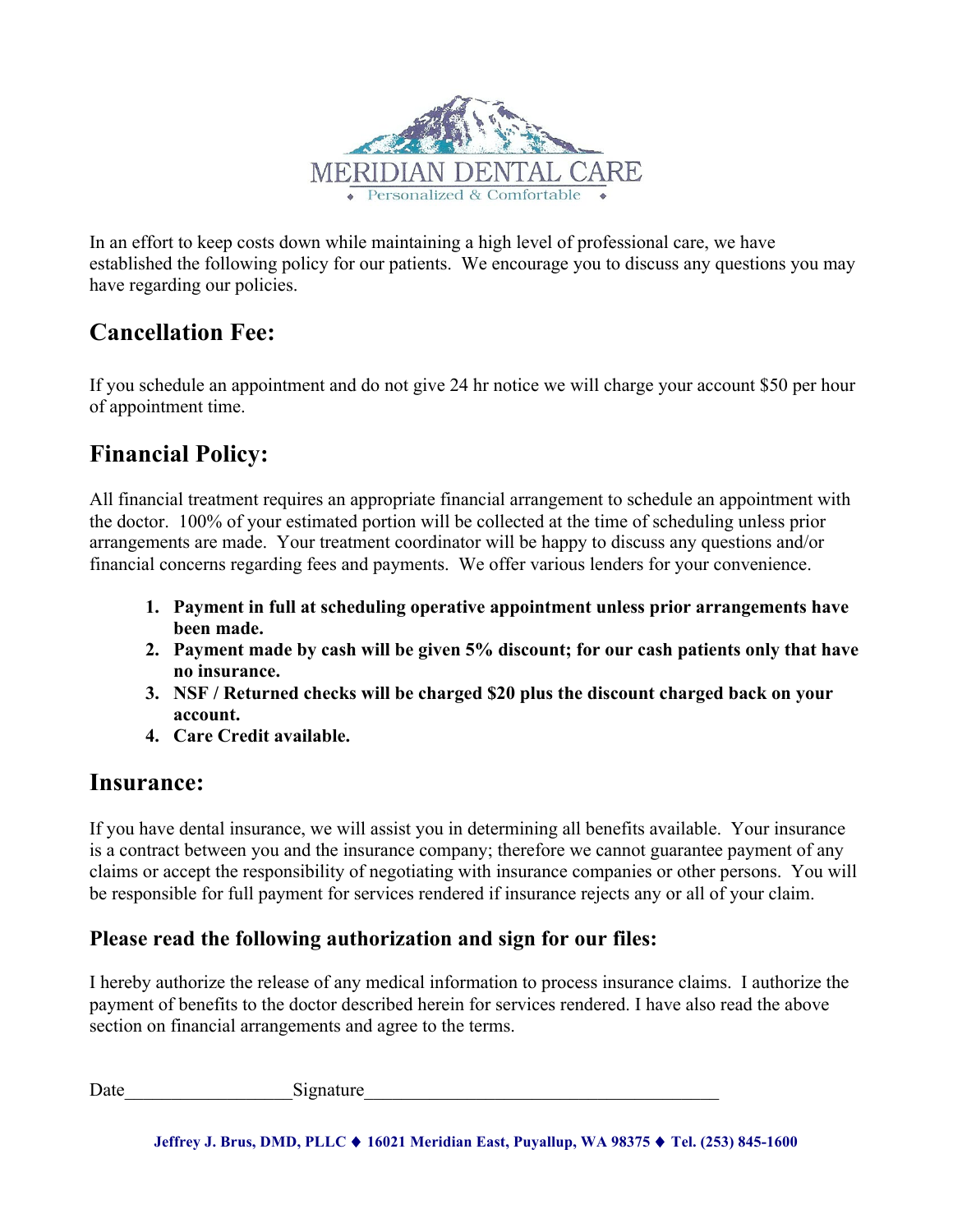MERIDIAN DENTAL CARE

◆ Personalized & Comfortable ◆

In an effort to keep costs down while maintaining a high level of professional care, we have established the following policy for our patients. We encourage you to discuss any questions you may have regarding our policies.

## Cancellation Fee:

If you schedule an appointment and do not give 24 hr notice we will charge your account $50 per hour of appointment time.

## Financial Policy:

All financial treatment requires an appropriate financial arrangement to schedule an appointment with the doctor. 100% of your estimated portion will be collected at the time of scheduling unless prior arrangements are made. Your treatment coordinator will be happy to discuss any questions and/or financial concerns regarding fees and payments. We offer various lenders for your convenience.

1. **Payment in full at scheduling operative appointment unless prior arrangements have been made.**
2. **Payment made by cash will be given 5% discount; for our cash patients only that have no insurance.**
3. **NSF / Returned checks will be charged $20 plus the discount charged back on your account.**
4. **Care Credit available.**

## Insurance:

If you have dental insurance, we will assist you in determining all benefits available. Your insurance is a contract between you and the insurance company; therefore we cannot guarantee payment of any claims or accept the responsibility of negotiating with insurance companies or other persons. You will be responsible for full payment for services rendered if insurance rejects any or all of your claim.

### Please read the following authorization and sign for our files:

I hereby authorize the release of any medical information to process insurance claims. I authorize the payment of benefits to the doctor described herein for services rendered. I have also read the above section on financial arrangements and agree to the terms.

Date__________________ Signature______________________________________

**Jeffrey J. Brus, DMD, PLLC ◆ 16021 Meridian East, Puyallup, WA 98375 ◆ Tel. (253) 845-1600**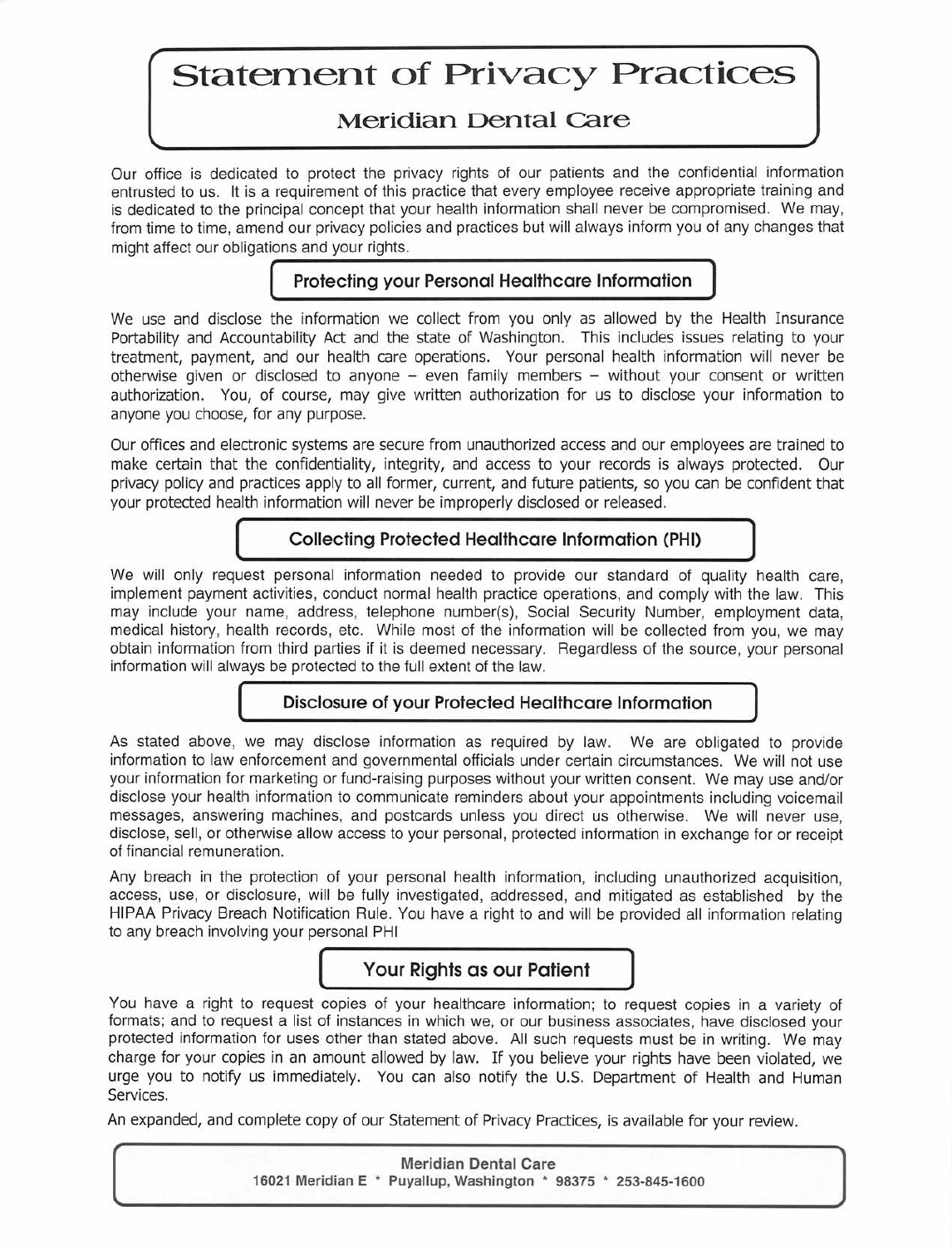# Statement of Privacy Practices

## Meridian Dental Care

Our office is dedicated to protect the privacy rights of our patients and the confidential information entrusted to us. It is a requirement of this practice that every employee receive appropriate training and is dedicated to the principal concept that your health information shall never be compromised. We may, from time to time, amend our privacy policies and practices but will always inform you of any changes that might affect our obligations and your rights.

### Protecting your Personal Healthcare Information

We use and disclose the information we collect from you only as allowed by the Health Insurance Portability and Accountability Act and the state of Washington. This includes issues relating to your treatment, payment, and our health care operations. Your personal health information will never be otherwise given or disclosed to anyone – even family members – without your consent or written authorization. You, of course, may give written authorization for us to disclose your information to anyone you choose, for any purpose.

Our offices and electronic systems are secure from unauthorized access and our employees are trained to make certain that the confidentiality, integrity, and access to your records is always protected. Our privacy policy and practices apply to all former, current, and future patients, so you can be confident that your protected health information will never be improperly disclosed or released.

### Collecting Protected Healthcare Information (PHI)

We will only request personal information needed to provide our standard of quality health care, implement payment activities, conduct normal health practice operations, and comply with the law. This may include your name, address, telephone number(s), Social Security Number, employment data, medical history, health records, etc. While most of the information will be collected from you, we may obtain information from third parties if it is deemed necessary. Regardless of the source, your personal information will always be protected to the full extent of the law.

### Disclosure of your Protected Healthcare Information

As stated above, we may disclose information as required by law. We are obligated to provide information to law enforcement and governmental officials under certain circumstances. We will not use your information for marketing or fund-raising purposes without your written consent. We may use and/or disclose your health information to communicate reminders about your appointments including voicemail messages, answering machines, and postcards unless you direct us otherwise. We will never use, disclose, sell, or otherwise allow access to your personal, protected information in exchange for or receipt of financial remuneration.

Any breach in the protection of your personal health information, including unauthorized acquisition, access, use, or disclosure, will be fully investigated, addressed, and mitigated as established by the HIPAA Privacy Breach Notification Rule. You have a right to and will be provided all information relating to any breach involving your personal PHI

### Your Rights as our Patient

You have a right to request copies of your healthcare information; to request copies in a variety of formats; and to request a list of instances in which we, or our business associates, have disclosed your protected information for uses other than stated above. All such requests must be in writing. We may charge for your copies in an amount allowed by law. If you believe your rights have been violated, we urge you to notify us immediately. You can also notify the U.S. Department of Health and Human Services.

An expanded, and complete copy of our Statement of Privacy Practices, is available for your review.

**Meridian Dental Care**
**16021 Meridian E * Puyallup, Washington * 98375 * 253-845-1600**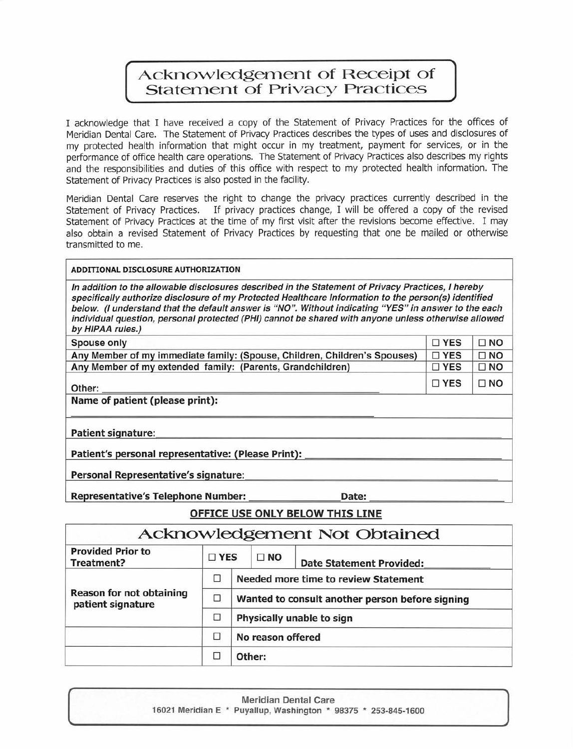# Acknowledgement of Receipt of Statement of Privacy Practices

I acknowledge that I have received a copy of the Statement of Privacy Practices for the offices of Meridian Dental Care. The Statement of Privacy Practices describes the types of uses and disclosures of my protected health information that might occur in my treatment, payment for services, or in the performance of office health care operations. The Statement of Privacy Practices also describes my rights and the responsibilities and duties of this office with respect to my protected health information. The Statement of Privacy Practices is also posted in the facility.

Meridian Dental Care reserves the right to change the privacy practices currently described in the Statement of Privacy Practices. If privacy practices change, I will be offered a copy of the revised Statement of Privacy Practices at the time of my first visit after the revisions become effective. I may also obtain a revised Statement of Privacy Practices by requesting that one be mailed or otherwise transmitted to me.

**ADDITIONAL DISCLOSURE AUTHORIZATION**

***In addition to the allowable disclosures described in the Statement of Privacy Practices, I hereby specifically authorize disclosure of my Protected Healthcare Information to the person(s) identified below. (I understand that the default answer is "NO". Without indicating "YES" in answer to the each individual question, personal protected (PHI) cannot be shared with anyone unless otherwise allowed by HIPAA rules.)***

| | | |
|---|---|---|
| **Spouse only** | ☐ YES | ☐ NO |
| **Any Member of my immediate family: (Spouse, Children, Children's Spouses)** | ☐ YES | ☐ NO |
| **Any Member of my extended family: (Parents, Grandchildren)** | ☐ YES | ☐ NO |
| **Other:** ______________________ | ☐ YES | ☐ NO |

**Name of patient (please print):** ______________________

**Patient signature:** ______________________

**Patient's personal representative: (Please Print):** ______________________

**Personal Representative's signature:** ______________________

**Representative's Telephone Number:** ______________ **Date:** ______________

**OFFICE USE ONLY BELOW THIS LINE**

## Acknowledgement Not Obtained

| | | | |
|---|---|---|---|
| **Provided Prior to Treatment?** | ☐ YES | ☐ NO | **Date Statement Provided:** __________ |
| **Reason for not obtaining patient signature** | ☐ | **Needed more time to review Statement** | |
| | ☐ | **Wanted to consult another person before signing** | |
| | ☐ | **Physically unable to sign** | |
| | ☐ | **No reason offered** | |
| | ☐ | **Other:** | |

Meridian Dental Care
16021 Meridian E * Puyallup, Washington * 98375 * 253-845-1600